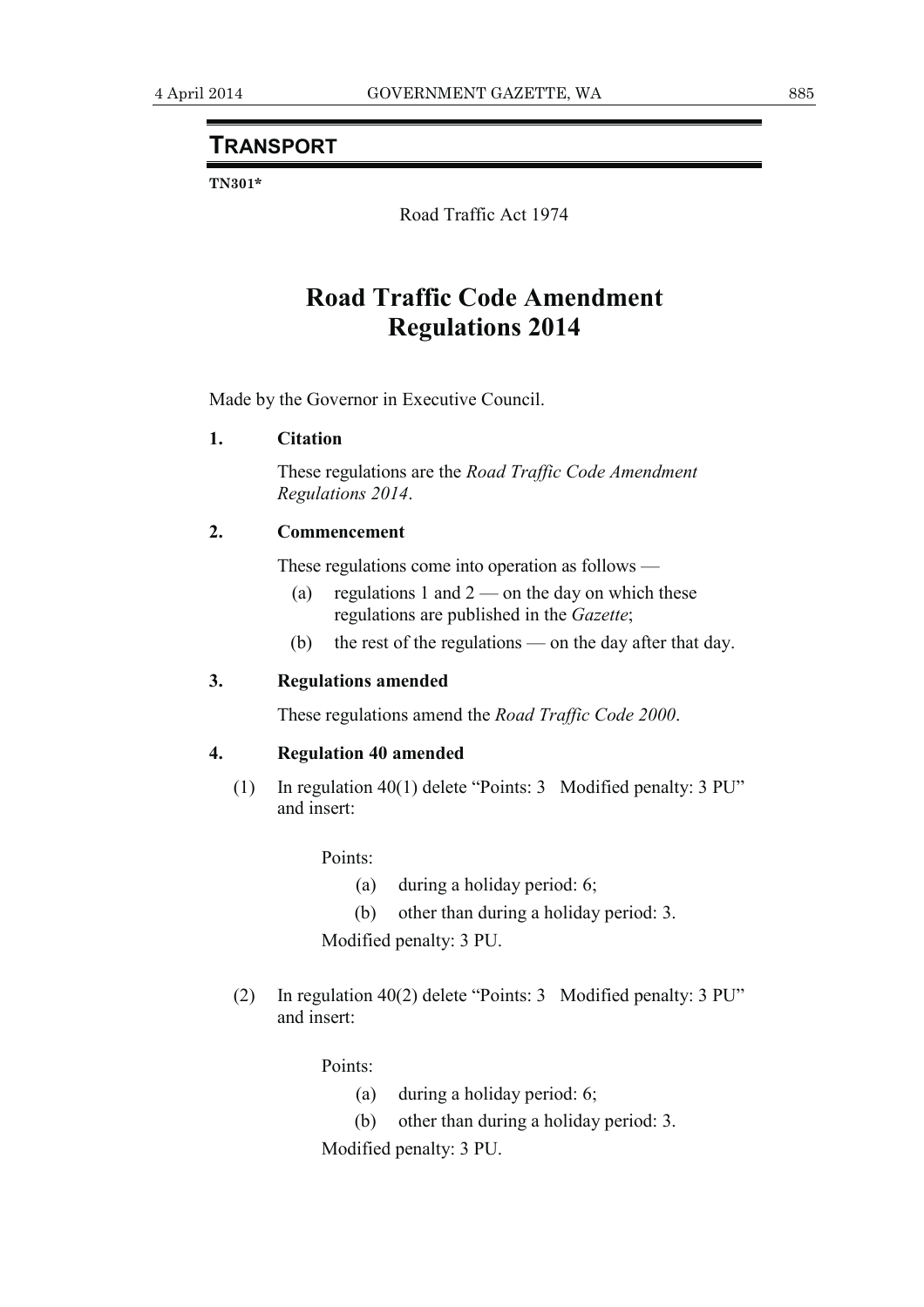## TRANSPORT

**TN301***

Road Traffic Act 1974

# Road Traffic Code Amendment Regulations 2014

Made by the Governor in Executive Council.

**1. Citation**

These regulations are the *Road Traffic Code Amendment Regulations 2014*.

**2. Commencement**

These regulations come into operation as follows —

(a) regulations 1 and 2 — on the day on which these regulations are published in the *Gazette*;

(b) the rest of the regulations — on the day after that day.

**3. Regulations amended**

These regulations amend the *Road Traffic Code 2000*.

**4. Regulation 40 amended**

(1) In regulation 40(1) delete "Points: 3 Modified penalty: 3 PU" and insert:

> Points:
>
> (a) during a holiday period: 6;
>
> (b) other than during a holiday period: 3.
>
> Modified penalty: 3 PU.

(2) In regulation 40(2) delete "Points: 3 Modified penalty: 3 PU" and insert:

> Points:
>
> (a) during a holiday period: 6;
>
> (b) other than during a holiday period: 3.
>
> Modified penalty: 3 PU.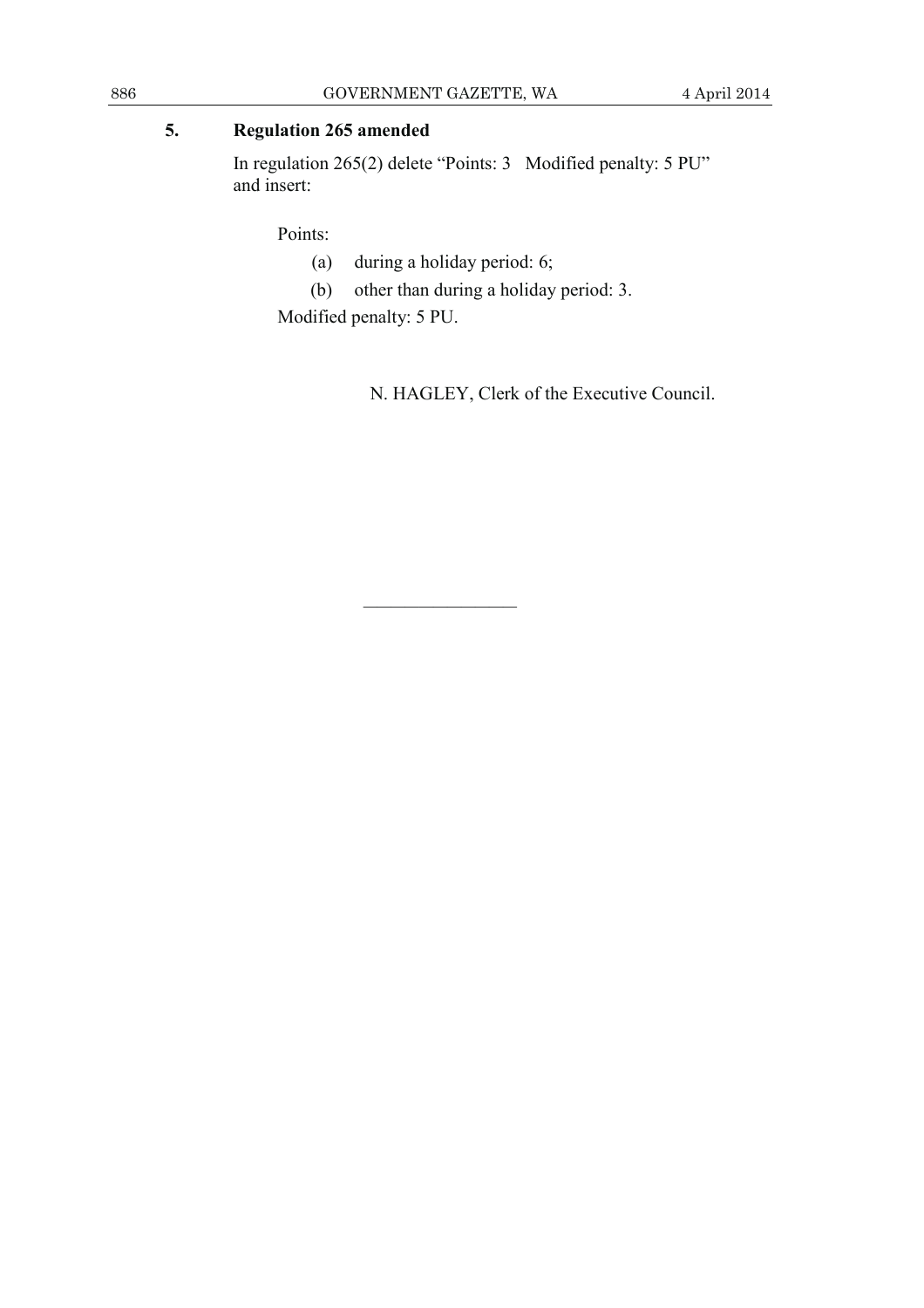## 5. Regulation 265 amended

In regulation 265(2) delete "Points: 3   Modified penalty: 5 PU" and insert:

> Points:
>
> (a) during a holiday period: 6;
>
> (b) other than during a holiday period: 3.
>
> Modified penalty: 5 PU.

N. HAGLEY, Clerk of the Executive Council.

---